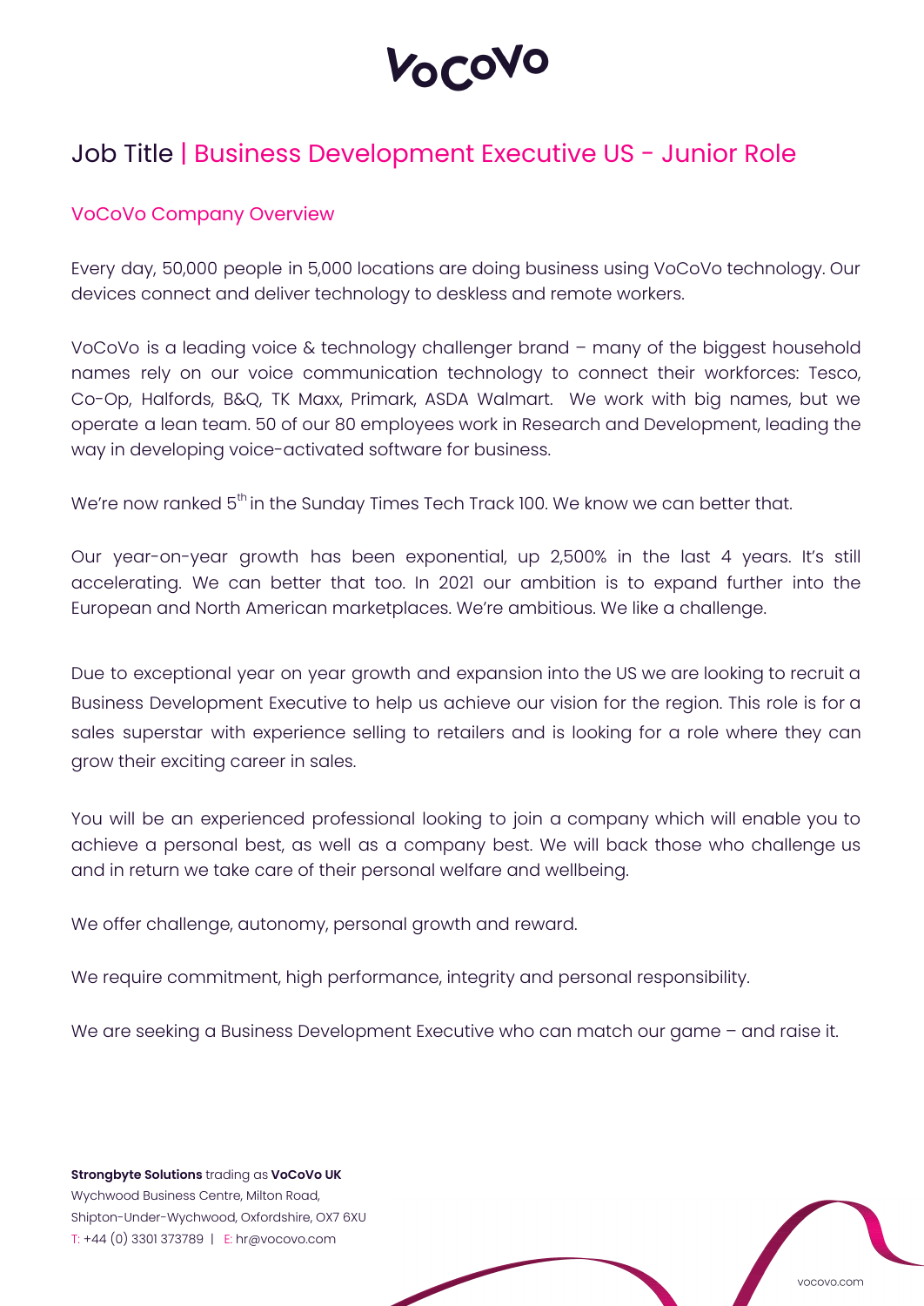# VoCoVo

## Job Title | Business Development Executive US - Junior Role

### VoCoVo Company Overview

Every day, 50,000 people in 5,000 locations are doing business using VoCoVo technology. Our devices connect and deliver technology to deskless and remote workers.

VoCoVo is a leading voice & technology challenger brand – many of the biggest household names rely on our voice communication technology to connect their workforces: Tesco, Co-Op, Halfords, B&Q, TK Maxx, Primark, ASDA Walmart. We work with big names, but we operate a lean team. 50 of our 80 employees work in Research and Development, leading the way in developing voice-activated software for business.

We're now ranked 5th in the Sunday Times Tech Track 100. We know we can better that.

Our year-on-year growth has been exponential, up 2,500% in the last 4 years. It's still accelerating. We can better that too. In 2021 our ambition is to expand further into the European and North American marketplaces. We're ambitious. We like a challenge.

Due to exceptional year on year growth and expansion into the US we are looking to recruit a Business Development Executive to help us achieve our vision for the region. This role is for a sales superstar with experience selling to retailers and is looking for a role where they can grow their exciting career in sales.

You will be an experienced professional looking to join a company which will enable you to achieve a personal best, as well as a company best. We will back those who challenge us and in return we take care of their personal welfare and wellbeing.

We offer challenge, autonomy, personal growth and reward.

We require commitment, high performance, integrity and personal responsibility.

We are seeking a Business Development Executive who can match our game – and raise it.

**Strongbyte Solutions** trading as **VoCoVo UK**
Wychwood Business Centre, Milton Road,
Shipton-Under-Wychwood, Oxfordshire, OX7 6XU
T: +44 (0) 3301 373789 | E: hr@vocovo.com

vocovo.com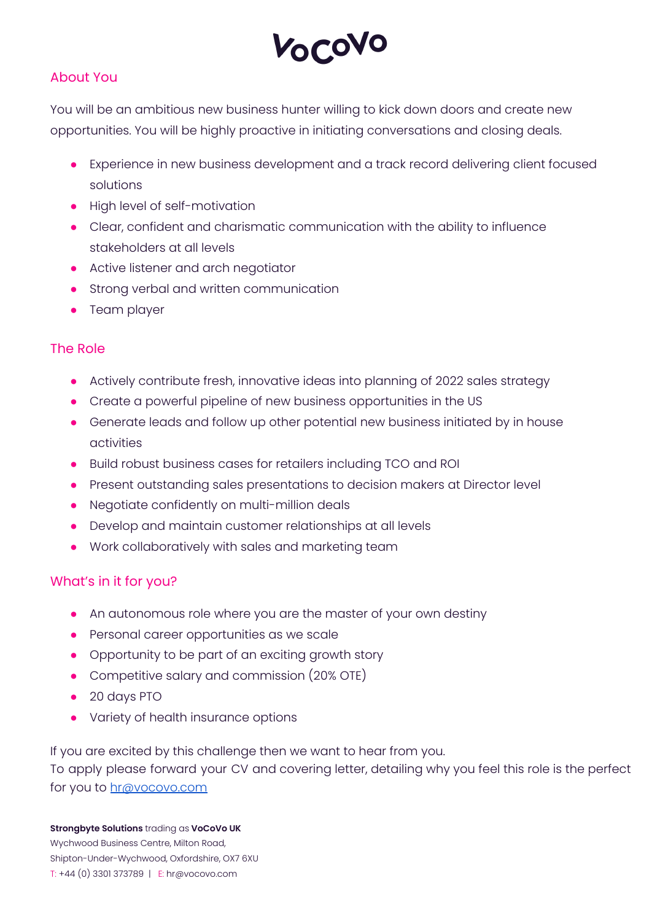VoCoVo

## About You

You will be an ambitious new business hunter willing to kick down doors and create new opportunities. You will be highly proactive in initiating conversations and closing deals.

- Experience in new business development and a track record delivering client focused solutions
- High level of self-motivation
- Clear, confident and charismatic communication with the ability to influence stakeholders at all levels
- Active listener and arch negotiator
- Strong verbal and written communication
- Team player

## The Role

- Actively contribute fresh, innovative ideas into planning of 2022 sales strategy
- Create a powerful pipeline of new business opportunities in the US
- Generate leads and follow up other potential new business initiated by in house activities
- Build robust business cases for retailers including TCO and ROI
- Present outstanding sales presentations to decision makers at Director level
- Negotiate confidently on multi-million deals
- Develop and maintain customer relationships at all levels
- Work collaboratively with sales and marketing team

## What's in it for you?

- An autonomous role where you are the master of your own destiny
- Personal career opportunities as we scale
- Opportunity to be part of an exciting growth story
- Competitive salary and commission (20% OTE)
- 20 days PTO
- Variety of health insurance options

If you are excited by this challenge then we want to hear from you.
To apply please forward your CV and covering letter, detailing why you feel this role is the perfect for you to hr@vocovo.com

**Strongbyte Solutions** trading as **VoCoVo UK**
Wychwood Business Centre, Milton Road,
Shipton-Under-Wychwood, Oxfordshire, OX7 6XU
T: +44 (0) 3301 373789 | E: hr@vocovo.com